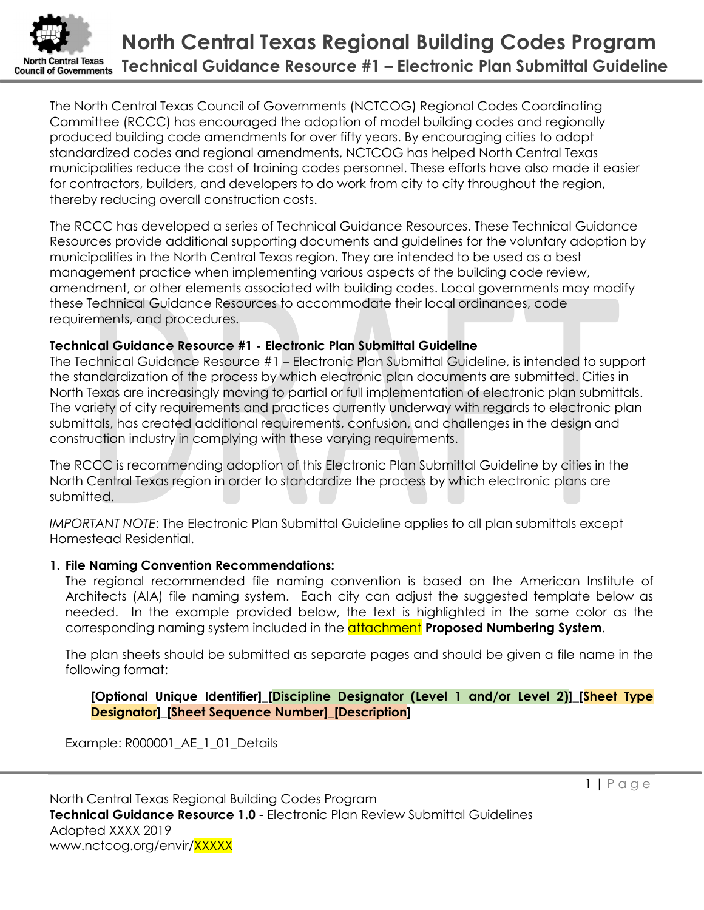# North Central Texas Regional Building Codes Program

## Technical Guidance Resource #1 – Electronic Plan Submittal Guideline

The North Central Texas Council of Governments (NCTCOG) Regional Codes Coordinating Committee (RCCC) has encouraged the adoption of model building codes and regionally produced building code amendments for over fifty years. By encouraging cities to adopt standardized codes and regional amendments, NCTCOG has helped North Central Texas municipalities reduce the cost of training codes personnel. These efforts have also made it easier for contractors, builders, and developers to do work from city to city throughout the region, thereby reducing overall construction costs.

The RCCC has developed a series of Technical Guidance Resources. These Technical Guidance Resources provide additional supporting documents and guidelines for the voluntary adoption by municipalities in the North Central Texas region. They are intended to be used as a best management practice when implementing various aspects of the building code review, amendment, or other elements associated with building codes. Local governments may modify these Technical Guidance Resources to accommodate their local ordinances, code requirements, and procedures.

**Technical Guidance Resource #1 - Electronic Plan Submittal Guideline**
The Technical Guidance Resource #1 – Electronic Plan Submittal Guideline, is intended to support the standardization of the process by which electronic plan documents are submitted. Cities in North Texas are increasingly moving to partial or full implementation of electronic plan submittals. The variety of city requirements and practices currently underway with regards to electronic plan submittals, has created additional requirements, confusion, and challenges in the design and construction industry in complying with these varying requirements.

The RCCC is recommending adoption of this Electronic Plan Submittal Guideline by cities in the North Central Texas region in order to standardize the process by which electronic plans are submitted.

*IMPORTANT NOTE*: The Electronic Plan Submittal Guideline applies to all plan submittals except Homestead Residential.

1. **File Naming Convention Recommendations:**

   The regional recommended file naming convention is based on the American Institute of Architects (AIA) file naming system. Each city can adjust the suggested template below as needed. In the example provided below, the text is highlighted in the same color as the corresponding naming system included in the attachment **Proposed Numbering System**.

   The plan sheets should be submitted as separate pages and should be given a file name in the following format:

   **[Optional Unique Identifier]_[Discipline Designator (Level 1 and/or Level 2)]_[Sheet Type Designator]_[Sheet Sequence Number]_[Description]**

   Example: R000001_AE_1_01_Details

North Central Texas Regional Building Codes Program
**Technical Guidance Resource 1.0** - Electronic Plan Review Submittal Guidelines
Adopted XXXX 2019
www.nctcog.org/envir/XXXXX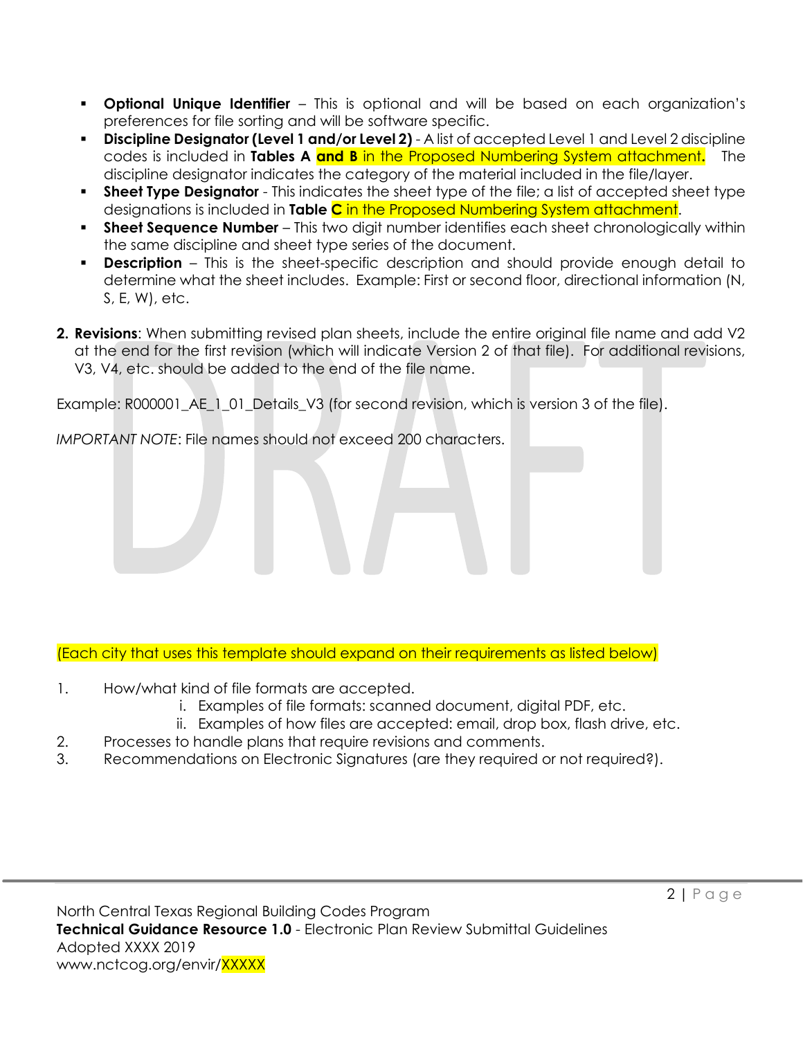- **Optional Unique Identifier** – This is optional and will be based on each organization's preferences for file sorting and will be software specific.
- **Discipline Designator (Level 1 and/or Level 2)** - A list of accepted Level 1 and Level 2 discipline codes is included in **Tables A and B** in the Proposed Numbering System attachment. The discipline designator indicates the category of the material included in the file/layer.
- **Sheet Type Designator** - This indicates the sheet type of the file; a list of accepted sheet type designations is included in **Table C** in the Proposed Numbering System attachment.
- **Sheet Sequence Number** – This two digit number identifies each sheet chronologically within the same discipline and sheet type series of the document.
- **Description** – This is the sheet-specific description and should provide enough detail to determine what the sheet includes. Example: First or second floor, directional information (N, S, E, W), etc.

2. **Revisions**: When submitting revised plan sheets, include the entire original file name and add V2 at the end for the first revision (which will indicate Version 2 of that file). For additional revisions, V3, V4, etc. should be added to the end of the file name.

Example: R000001_AE_1_01_Details_V3 (for second revision, which is version 3 of the file).

*IMPORTANT NOTE*: File names should not exceed 200 characters.

(Each city that uses this template should expand on their requirements as listed below)

1. How/what kind of file formats are accepted.
   i. Examples of file formats: scanned document, digital PDF, etc.
   ii. Examples of how files are accepted: email, drop box, flash drive, etc.
2. Processes to handle plans that require revisions and comments.
3. Recommendations on Electronic Signatures (are they required or not required?).

North Central Texas Regional Building Codes Program
**Technical Guidance Resource 1.0** - Electronic Plan Review Submittal Guidelines
Adopted XXXX 2019
www.nctcog.org/envir/XXXXX